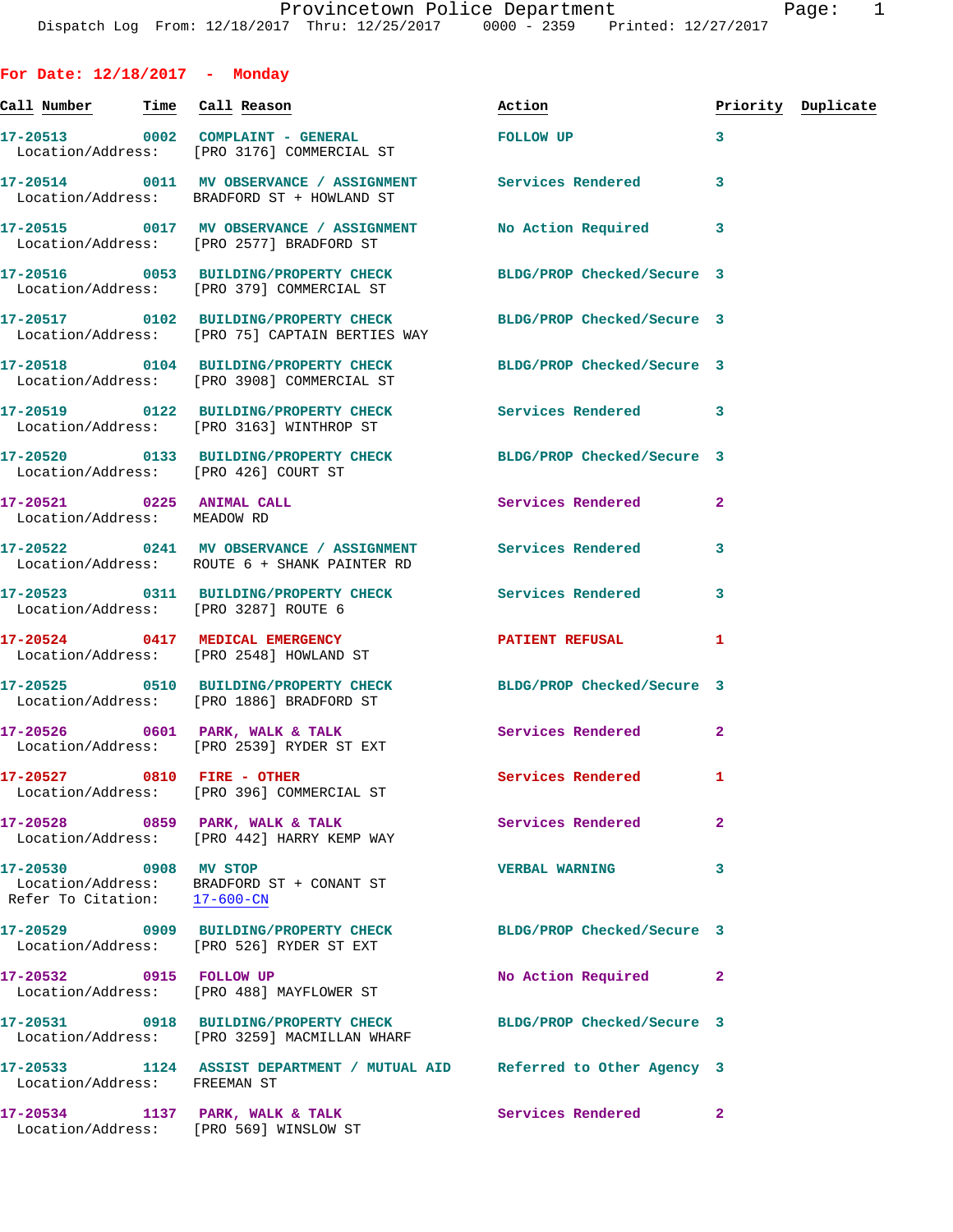# Provincetown Police Department

Dispatch Log From: 12/18/2017 Thru: 12/25/2017 0000 - 2359 Printed: 12/27/2017

## For Date: 12/18/2017 - Monday

| Call Number | Time | Call Reason | Action | Priority | Duplicate |
|---|---|---|---|---|---|
| 17-20513 | 0002 | COMPLAINT - GENERAL | FOLLOW UP | 3 | |
| Location/Address: | | [PRO 3176] COMMERCIAL ST | | | |
| 17-20514 | 0011 | MV OBSERVANCE / ASSIGNMENT | Services Rendered | 3 | |
| Location/Address: | | BRADFORD ST + HOWLAND ST | | | |
| 17-20515 | 0017 | MV OBSERVANCE / ASSIGNMENT | No Action Required | 3 | |
| Location/Address: | | [PRO 2577] BRADFORD ST | | | |
| 17-20516 | 0053 | BUILDING/PROPERTY CHECK | BLDG/PROP Checked/Secure | 3 | |
| Location/Address: | | [PRO 379] COMMERCIAL ST | | | |
| 17-20517 | 0102 | BUILDING/PROPERTY CHECK | BLDG/PROP Checked/Secure | 3 | |
| Location/Address: | | [PRO 75] CAPTAIN BERTIES WAY | | | |
| 17-20518 | 0104 | BUILDING/PROPERTY CHECK | BLDG/PROP Checked/Secure | 3 | |
| Location/Address: | | [PRO 3908] COMMERCIAL ST | | | |
| 17-20519 | 0122 | BUILDING/PROPERTY CHECK | Services Rendered | 3 | |
| Location/Address: | | [PRO 3163] WINTHROP ST | | | |
| 17-20520 | 0133 | BUILDING/PROPERTY CHECK | BLDG/PROP Checked/Secure | 3 | |
| Location/Address: | | [PRO 426] COURT ST | | | |
| 17-20521 | 0225 | ANIMAL CALL | Services Rendered | 2 | |
| Location/Address: | | MEADOW RD | | | |
| 17-20522 | 0241 | MV OBSERVANCE / ASSIGNMENT | Services Rendered | 3 | |
| Location/Address: | | ROUTE 6 + SHANK PAINTER RD | | | |
| 17-20523 | 0311 | BUILDING/PROPERTY CHECK | Services Rendered | 3 | |
| Location/Address: | | [PRO 3287] ROUTE 6 | | | |
| 17-20524 | 0417 | MEDICAL EMERGENCY | PATIENT REFUSAL | 1 | |
| Location/Address: | | [PRO 2548] HOWLAND ST | | | |
| 17-20525 | 0510 | BUILDING/PROPERTY CHECK | BLDG/PROP Checked/Secure | 3 | |
| Location/Address: | | [PRO 1886] BRADFORD ST | | | |
| 17-20526 | 0601 | PARK, WALK & TALK | Services Rendered | 2 | |
| Location/Address: | | [PRO 2539] RYDER ST EXT | | | |
| 17-20527 | 0810 | FIRE - OTHER | Services Rendered | 1 | |
| Location/Address: | | [PRO 396] COMMERCIAL ST | | | |
| 17-20528 | 0859 | PARK, WALK & TALK | Services Rendered | 2 | |
| Location/Address: | | [PRO 442] HARRY KEMP WAY | | | |
| 17-20530 | 0908 | MV STOP | VERBAL WARNING | 3 | |
| Location/Address: | | BRADFORD ST + CONANT ST | | | |
| Refer To Citation: | | 17-600-CN | | | |
| 17-20529 | 0909 | BUILDING/PROPERTY CHECK | BLDG/PROP Checked/Secure | 3 | |
| Location/Address: | | [PRO 526] RYDER ST EXT | | | |
| 17-20532 | 0915 | FOLLOW UP | No Action Required | 2 | |
| Location/Address: | | [PRO 488] MAYFLOWER ST | | | |
| 17-20531 | 0918 | BUILDING/PROPERTY CHECK | BLDG/PROP Checked/Secure | 3 | |
| Location/Address: | | [PRO 3259] MACMILLAN WHARF | | | |
| 17-20533 | 1124 | ASSIST DEPARTMENT / MUTUAL AID | Referred to Other Agency | 3 | |
| Location/Address: | | FREEMAN ST | | | |
| 17-20534 | 1137 | PARK, WALK & TALK | Services Rendered | 2 | |
| Location/Address: | | [PRO 569] WINSLOW ST | | | |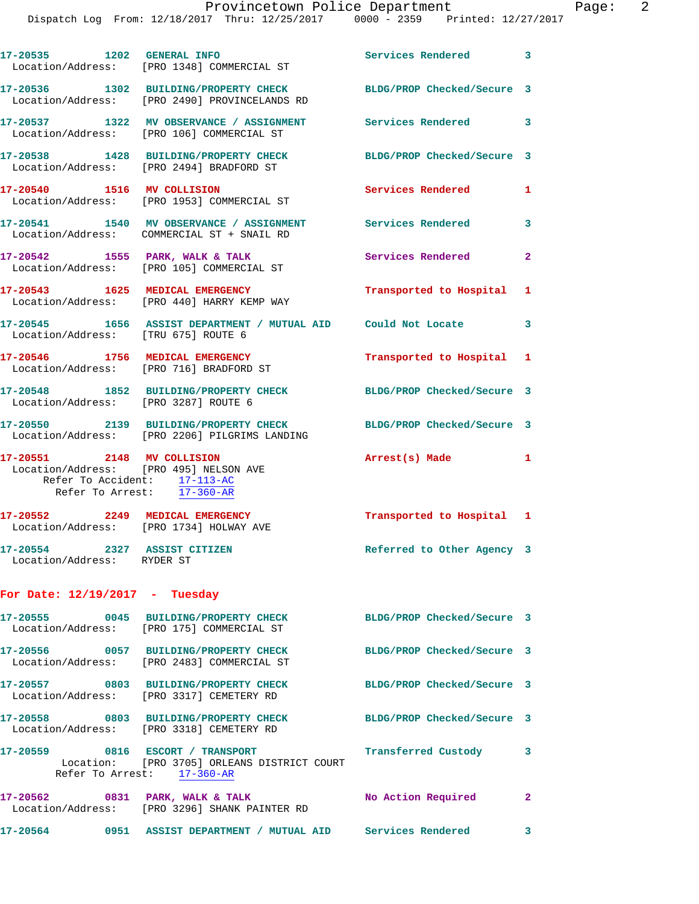17-20535 1202 GENERAL INFO Services Rendered 3
Location/Address: [PRO 1348] COMMERCIAL ST

17-20536 1302 BUILDING/PROPERTY CHECK BLDG/PROP Checked/Secure 3
Location/Address: [PRO 2490] PROVINCELANDS RD

17-20537 1322 MV OBSERVANCE / ASSIGNMENT Services Rendered 3
Location/Address: [PRO 106] COMMERCIAL ST

17-20538 1428 BUILDING/PROPERTY CHECK BLDG/PROP Checked/Secure 3
Location/Address: [PRO 2494] BRADFORD ST

17-20540 1516 MV COLLISION Services Rendered 1
Location/Address: [PRO 1953] COMMERCIAL ST

17-20541 1540 MV OBSERVANCE / ASSIGNMENT Services Rendered 3
Location/Address: COMMERCIAL ST + SNAIL RD

17-20542 1555 PARK, WALK & TALK Services Rendered 2
Location/Address: [PRO 105] COMMERCIAL ST

17-20543 1625 MEDICAL EMERGENCY Transported to Hospital 1
Location/Address: [PRO 440] HARRY KEMP WAY

17-20545 1656 ASSIST DEPARTMENT / MUTUAL AID Could Not Locate 3
Location/Address: [TRU 675] ROUTE 6

17-20546 1756 MEDICAL EMERGENCY Transported to Hospital 1
Location/Address: [PRO 716] BRADFORD ST

17-20548 1852 BUILDING/PROPERTY CHECK BLDG/PROP Checked/Secure 3
Location/Address: [PRO 3287] ROUTE 6

17-20550 2139 BUILDING/PROPERTY CHECK BLDG/PROP Checked/Secure 3
Location/Address: [PRO 2206] PILGRIMS LANDING

17-20551 2148 MV COLLISION Arrest(s) Made 1
Location/Address: [PRO 495] NELSON AVE
Refer To Accident: 17-113-AC
Refer To Arrest: 17-360-AR

17-20552 2249 MEDICAL EMERGENCY Transported to Hospital 1
Location/Address: [PRO 1734] HOLWAY AVE

17-20554 2327 ASSIST CITIZEN Referred to Other Agency 3
Location/Address: RYDER ST

**For Date: 12/19/2017 - Tuesday**

17-20555 0045 BUILDING/PROPERTY CHECK BLDG/PROP Checked/Secure 3
Location/Address: [PRO 175] COMMERCIAL ST

17-20556 0057 BUILDING/PROPERTY CHECK BLDG/PROP Checked/Secure 3
Location/Address: [PRO 2483] COMMERCIAL ST

17-20557 0803 BUILDING/PROPERTY CHECK BLDG/PROP Checked/Secure 3
Location/Address: [PRO 3317] CEMETERY RD

17-20558 0803 BUILDING/PROPERTY CHECK BLDG/PROP Checked/Secure 3
Location/Address: [PRO 3318] CEMETERY RD

17-20559 0816 ESCORT / TRANSPORT Transferred Custody 3
Location: [PRO 3705] ORLEANS DISTRICT COURT
Refer To Arrest: 17-360-AR

17-20562 0831 PARK, WALK & TALK No Action Required 2
Location/Address: [PRO 3296] SHANK PAINTER RD

17-20564 0951 ASSIST DEPARTMENT / MUTUAL AID Services Rendered 3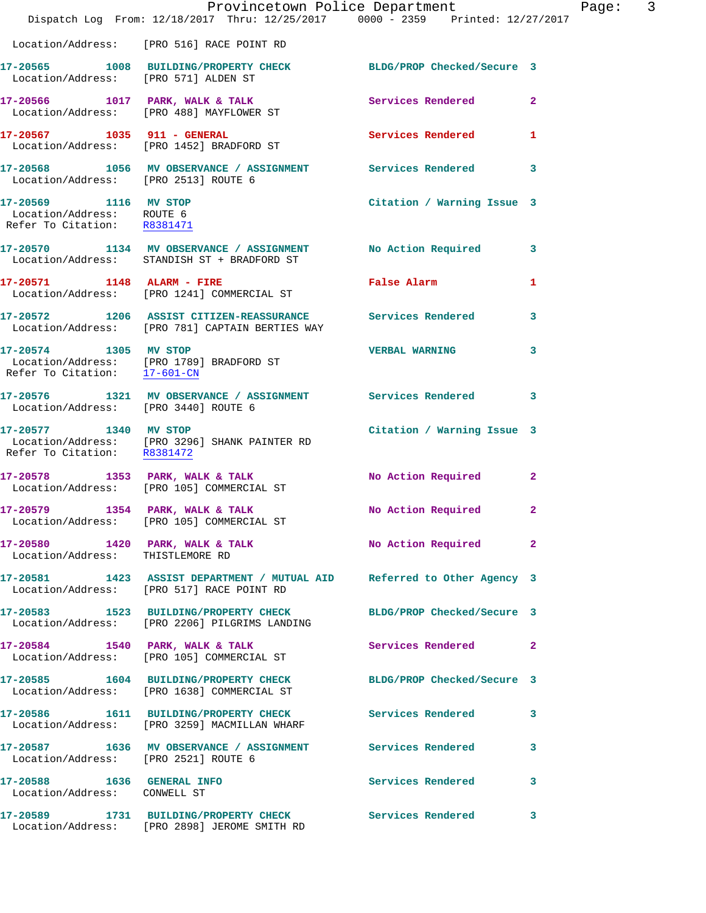Location/Address: [PRO 516] RACE POINT RD

**17-20565 1008 BUILDING/PROPERTY CHECK** BLDG/PROP Checked/Secure 3
Location/Address: [PRO 571] ALDEN ST

**17-20566 1017 PARK, WALK & TALK** Services Rendered 2
Location/Address: [PRO 488] MAYFLOWER ST

**17-20567 1035 911 - GENERAL** Services Rendered 1
Location/Address: [PRO 1452] BRADFORD ST

**17-20568 1056 MV OBSERVANCE / ASSIGNMENT** Services Rendered 3
Location/Address: [PRO 2513] ROUTE 6

**17-20569 1116 MV STOP** Citation / Warning Issue 3
Location/Address: ROUTE 6
Refer To Citation: R8381471

**17-20570 1134 MV OBSERVANCE / ASSIGNMENT** No Action Required 3
Location/Address: STANDISH ST + BRADFORD ST

**17-20571 1148 ALARM - FIRE** False Alarm 1
Location/Address: [PRO 1241] COMMERCIAL ST

**17-20572 1206 ASSIST CITIZEN-REASSURANCE** Services Rendered 3
Location/Address: [PRO 781] CAPTAIN BERTIES WAY

**17-20574 1305 MV STOP** VERBAL WARNING 3
Location/Address: [PRO 1789] BRADFORD ST
Refer To Citation: 17-601-CN

**17-20576 1321 MV OBSERVANCE / ASSIGNMENT** Services Rendered 3
Location/Address: [PRO 3440] ROUTE 6

**17-20577 1340 MV STOP** Citation / Warning Issue 3
Location/Address: [PRO 3296] SHANK PAINTER RD
Refer To Citation: R8381472

**17-20578 1353 PARK, WALK & TALK** No Action Required 2
Location/Address: [PRO 105] COMMERCIAL ST

**17-20579 1354 PARK, WALK & TALK** No Action Required 2
Location/Address: [PRO 105] COMMERCIAL ST

**17-20580 1420 PARK, WALK & TALK** No Action Required 2
Location/Address: THISTLEMORE RD

**17-20581 1423 ASSIST DEPARTMENT / MUTUAL AID** Referred to Other Agency 3
Location/Address: [PRO 517] RACE POINT RD

**17-20583 1523 BUILDING/PROPERTY CHECK** BLDG/PROP Checked/Secure 3
Location/Address: [PRO 2206] PILGRIMS LANDING

**17-20584 1540 PARK, WALK & TALK** Services Rendered 2
Location/Address: [PRO 105] COMMERCIAL ST

**17-20585 1604 BUILDING/PROPERTY CHECK** BLDG/PROP Checked/Secure 3
Location/Address: [PRO 1638] COMMERCIAL ST

**17-20586 1611 BUILDING/PROPERTY CHECK** Services Rendered 3
Location/Address: [PRO 3259] MACMILLAN WHARF

**17-20587 1636 MV OBSERVANCE / ASSIGNMENT** Services Rendered 3
Location/Address: [PRO 2521] ROUTE 6

**17-20588 1636 GENERAL INFO** Services Rendered 3
Location/Address: CONWELL ST

**17-20589 1731 BUILDING/PROPERTY CHECK** Services Rendered 3
Location/Address: [PRO 2898] JEROME SMITH RD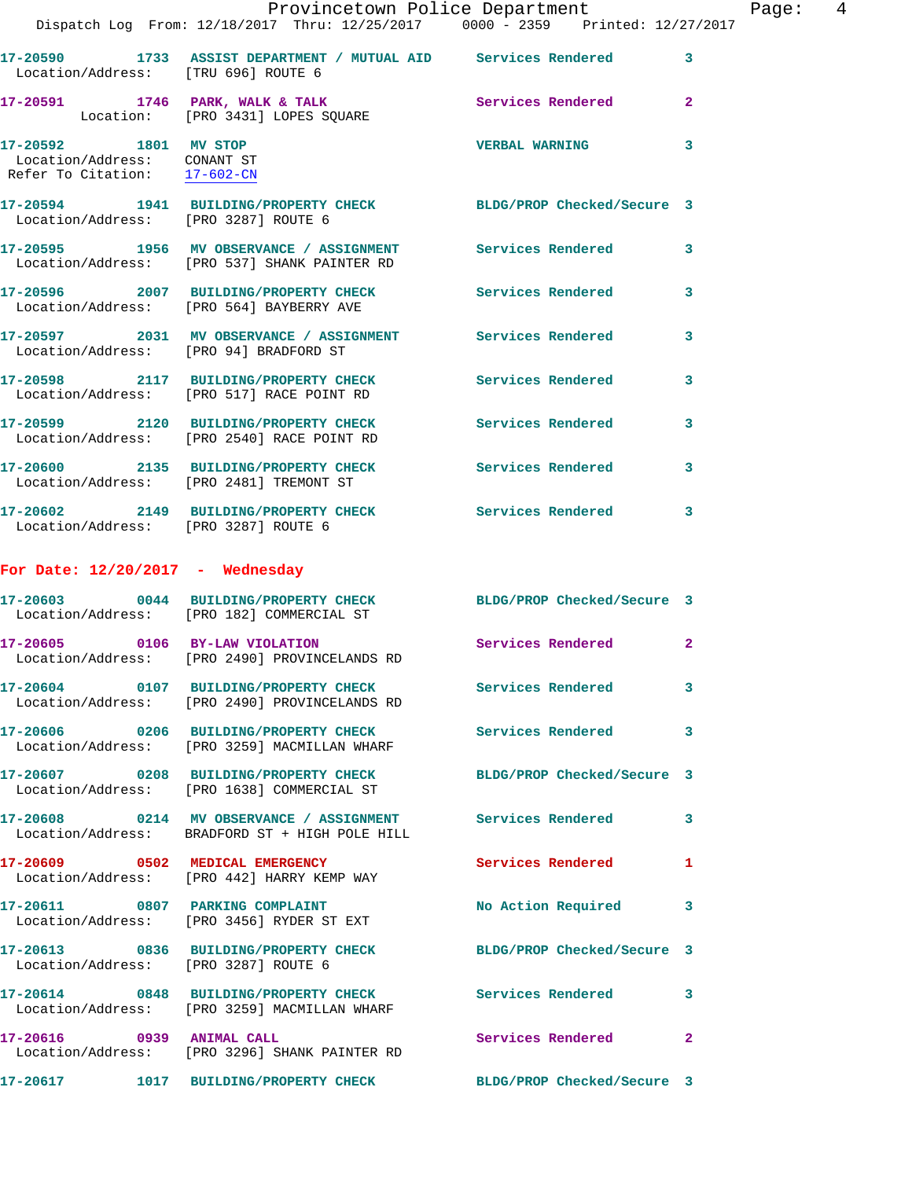17-20590 1733 ASSIST DEPARTMENT / MUTUAL AID Services Rendered 3
Location/Address: [TRU 696] ROUTE 6

17-20591 1746 PARK, WALK & TALK Services Rendered 2
Location: [PRO 3431] LOPES SQUARE

17-20592 1801 MV STOP VERBAL WARNING 3
Location/Address: CONANT ST
Refer To Citation: 17-602-CN

17-20594 1941 BUILDING/PROPERTY CHECK BLDG/PROP Checked/Secure 3
Location/Address: [PRO 3287] ROUTE 6

17-20595 1956 MV OBSERVANCE / ASSIGNMENT Services Rendered 3
Location/Address: [PRO 537] SHANK PAINTER RD

17-20596 2007 BUILDING/PROPERTY CHECK Services Rendered 3
Location/Address: [PRO 564] BAYBERRY AVE

17-20597 2031 MV OBSERVANCE / ASSIGNMENT Services Rendered 3
Location/Address: [PRO 94] BRADFORD ST

17-20598 2117 BUILDING/PROPERTY CHECK Services Rendered 3
Location/Address: [PRO 517] RACE POINT RD

17-20599 2120 BUILDING/PROPERTY CHECK Services Rendered 3
Location/Address: [PRO 2540] RACE POINT RD

17-20600 2135 BUILDING/PROPERTY CHECK Services Rendered 3
Location/Address: [PRO 2481] TREMONT ST

17-20602 2149 BUILDING/PROPERTY CHECK Services Rendered 3
Location/Address: [PRO 3287] ROUTE 6

## For Date: 12/20/2017 - Wednesday

17-20603 0044 BUILDING/PROPERTY CHECK BLDG/PROP Checked/Secure 3
Location/Address: [PRO 182] COMMERCIAL ST

17-20605 0106 BY-LAW VIOLATION Services Rendered 2
Location/Address: [PRO 2490] PROVINCELANDS RD

17-20604 0107 BUILDING/PROPERTY CHECK Services Rendered 3
Location/Address: [PRO 2490] PROVINCELANDS RD

17-20606 0206 BUILDING/PROPERTY CHECK Services Rendered 3
Location/Address: [PRO 3259] MACMILLAN WHARF

17-20607 0208 BUILDING/PROPERTY CHECK BLDG/PROP Checked/Secure 3
Location/Address: [PRO 1638] COMMERCIAL ST

17-20608 0214 MV OBSERVANCE / ASSIGNMENT Services Rendered 3
Location/Address: BRADFORD ST + HIGH POLE HILL

17-20609 0502 MEDICAL EMERGENCY Services Rendered 1
Location/Address: [PRO 442] HARRY KEMP WAY

17-20611 0807 PARKING COMPLAINT No Action Required 3
Location/Address: [PRO 3456] RYDER ST EXT

17-20613 0836 BUILDING/PROPERTY CHECK BLDG/PROP Checked/Secure 3
Location/Address: [PRO 3287] ROUTE 6

17-20614 0848 BUILDING/PROPERTY CHECK Services Rendered 3
Location/Address: [PRO 3259] MACMILLAN WHARF

17-20616 0939 ANIMAL CALL Services Rendered 2
Location/Address: [PRO 3296] SHANK PAINTER RD

17-20617 1017 BUILDING/PROPERTY CHECK BLDG/PROP Checked/Secure 3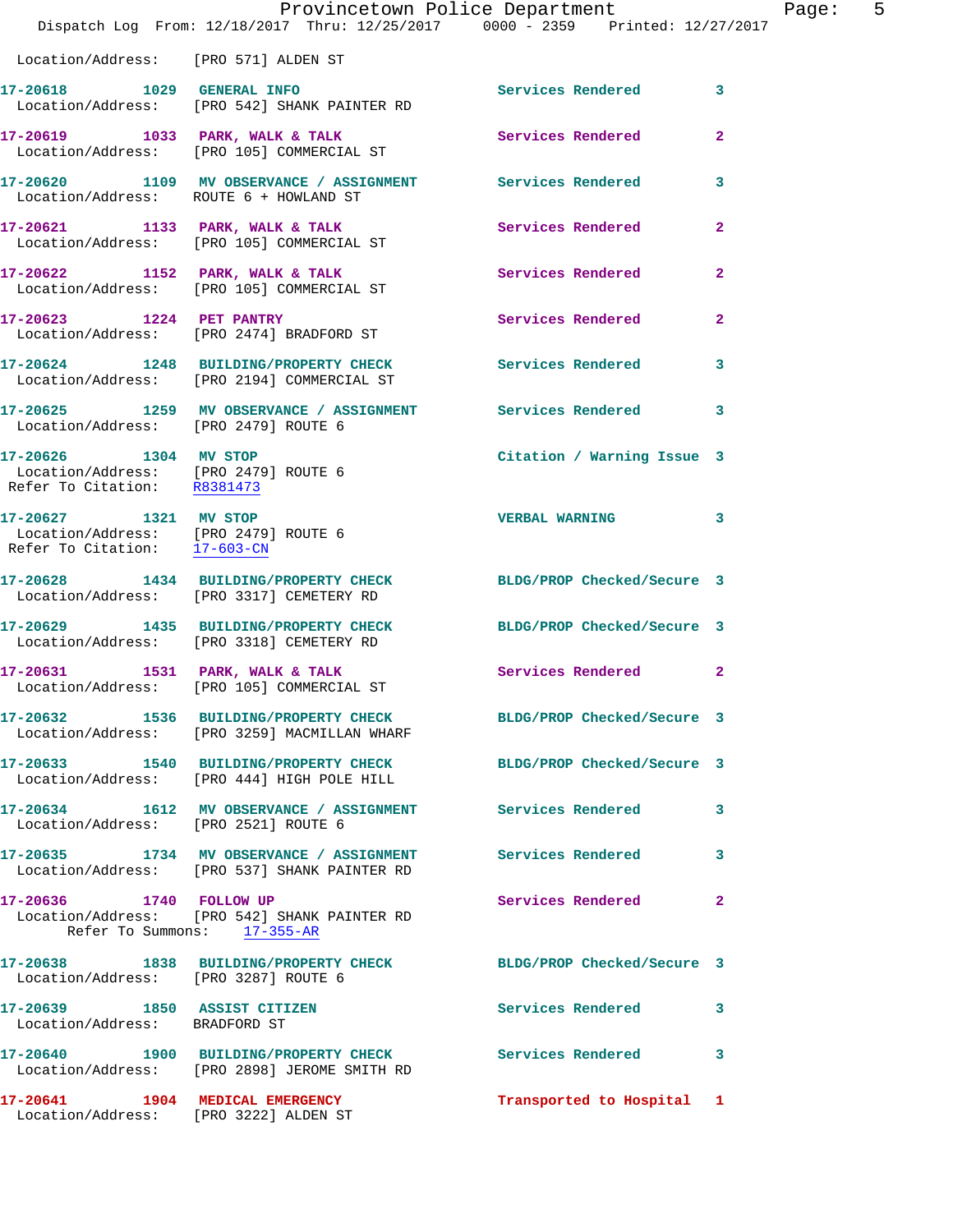Location/Address: [PRO 571] ALDEN ST

17-20618 1029 GENERAL INFO Services Rendered 3
Location/Address: [PRO 542] SHANK PAINTER RD

17-20619 1033 PARK, WALK & TALK Services Rendered 2
Location/Address: [PRO 105] COMMERCIAL ST

17-20620 1109 MV OBSERVANCE / ASSIGNMENT Services Rendered 3
Location/Address: ROUTE 6 + HOWLAND ST

17-20621 1133 PARK, WALK & TALK Services Rendered 2
Location/Address: [PRO 105] COMMERCIAL ST

17-20622 1152 PARK, WALK & TALK Services Rendered 2
Location/Address: [PRO 105] COMMERCIAL ST

17-20623 1224 PET PANTRY Services Rendered 2
Location/Address: [PRO 2474] BRADFORD ST

17-20624 1248 BUILDING/PROPERTY CHECK Services Rendered 3
Location/Address: [PRO 2194] COMMERCIAL ST

17-20625 1259 MV OBSERVANCE / ASSIGNMENT Services Rendered 3
Location/Address: [PRO 2479] ROUTE 6

17-20626 1304 MV STOP Citation / Warning Issue 3
Location/Address: [PRO 2479] ROUTE 6
Refer To Citation: R8381473

17-20627 1321 MV STOP VERBAL WARNING 3
Location/Address: [PRO 2479] ROUTE 6
Refer To Citation: 17-603-CN

17-20628 1434 BUILDING/PROPERTY CHECK BLDG/PROP Checked/Secure 3
Location/Address: [PRO 3317] CEMETERY RD

17-20629 1435 BUILDING/PROPERTY CHECK BLDG/PROP Checked/Secure 3
Location/Address: [PRO 3318] CEMETERY RD

17-20631 1531 PARK, WALK & TALK Services Rendered 2
Location/Address: [PRO 105] COMMERCIAL ST

17-20632 1536 BUILDING/PROPERTY CHECK BLDG/PROP Checked/Secure 3
Location/Address: [PRO 3259] MACMILLAN WHARF

17-20633 1540 BUILDING/PROPERTY CHECK BLDG/PROP Checked/Secure 3
Location/Address: [PRO 444] HIGH POLE HILL

17-20634 1612 MV OBSERVANCE / ASSIGNMENT Services Rendered 3
Location/Address: [PRO 2521] ROUTE 6

17-20635 1734 MV OBSERVANCE / ASSIGNMENT Services Rendered 3
Location/Address: [PRO 537] SHANK PAINTER RD

17-20636 1740 FOLLOW UP Services Rendered 2
Location/Address: [PRO 542] SHANK PAINTER RD
Refer To Summons: 17-355-AR

17-20638 1838 BUILDING/PROPERTY CHECK BLDG/PROP Checked/Secure 3
Location/Address: [PRO 3287] ROUTE 6

17-20639 1850 ASSIST CITIZEN Services Rendered 3
Location/Address: BRADFORD ST

17-20640 1900 BUILDING/PROPERTY CHECK Services Rendered 3
Location/Address: [PRO 2898] JEROME SMITH RD

17-20641 1904 MEDICAL EMERGENCY Transported to Hospital 1
Location/Address: [PRO 3222] ALDEN ST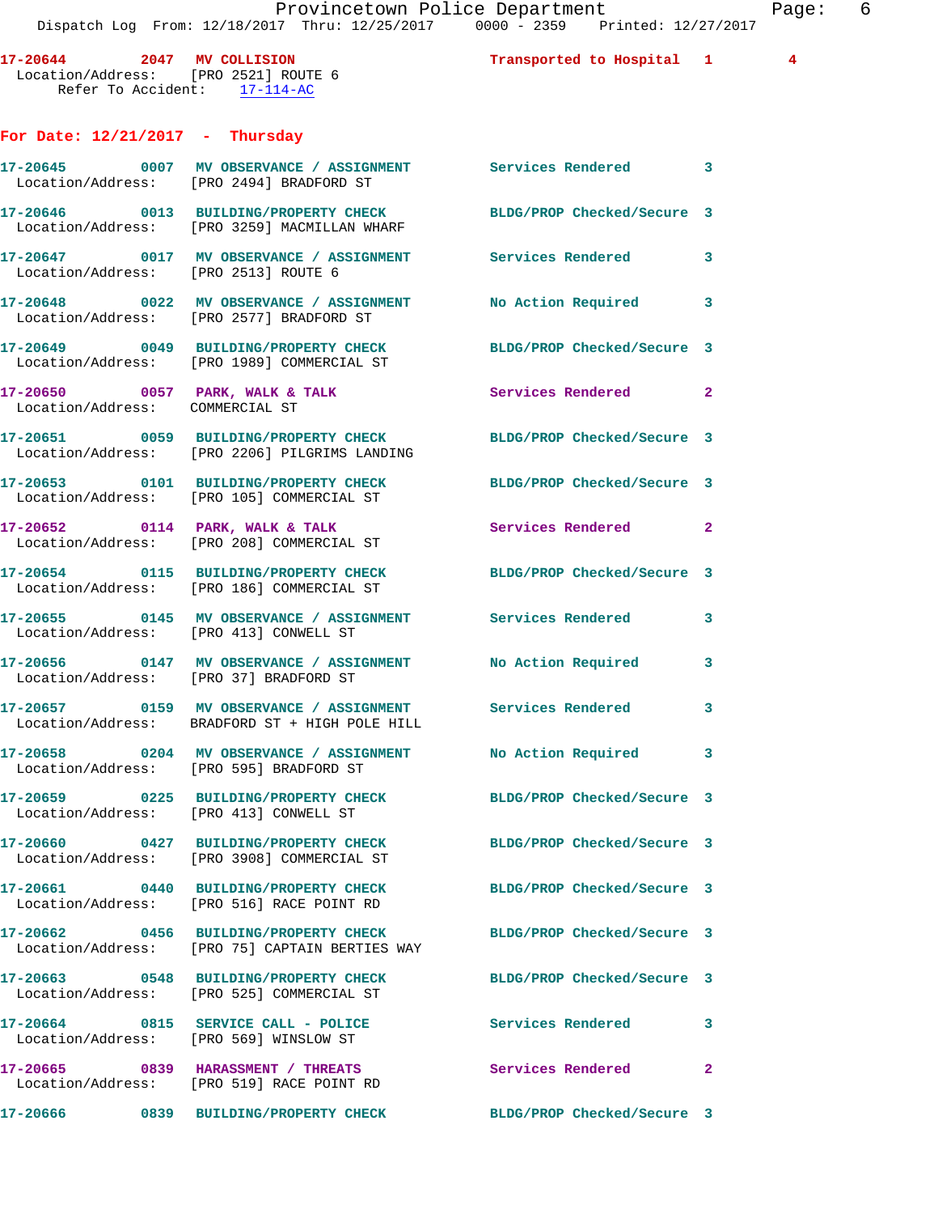17-20644 2047 MV COLLISION Transported to Hospital 1 4
Location/Address: [PRO 2521] ROUTE 6
Refer To Accident: 17-114-AC

## For Date: 12/21/2017 - Thursday

17-20645 0007 MV OBSERVANCE / ASSIGNMENT Services Rendered 3
Location/Address: [PRO 2494] BRADFORD ST

17-20646 0013 BUILDING/PROPERTY CHECK BLDG/PROP Checked/Secure 3
Location/Address: [PRO 3259] MACMILLAN WHARF

17-20647 0017 MV OBSERVANCE / ASSIGNMENT Services Rendered 3
Location/Address: [PRO 2513] ROUTE 6

17-20648 0022 MV OBSERVANCE / ASSIGNMENT No Action Required 3
Location/Address: [PRO 2577] BRADFORD ST

17-20649 0049 BUILDING/PROPERTY CHECK BLDG/PROP Checked/Secure 3
Location/Address: [PRO 1989] COMMERCIAL ST

17-20650 0057 PARK, WALK & TALK Services Rendered 2
Location/Address: COMMERCIAL ST

17-20651 0059 BUILDING/PROPERTY CHECK BLDG/PROP Checked/Secure 3
Location/Address: [PRO 2206] PILGRIMS LANDING

17-20653 0101 BUILDING/PROPERTY CHECK BLDG/PROP Checked/Secure 3
Location/Address: [PRO 105] COMMERCIAL ST

17-20652 0114 PARK, WALK & TALK Services Rendered 2
Location/Address: [PRO 208] COMMERCIAL ST

17-20654 0115 BUILDING/PROPERTY CHECK BLDG/PROP Checked/Secure 3
Location/Address: [PRO 186] COMMERCIAL ST

17-20655 0145 MV OBSERVANCE / ASSIGNMENT Services Rendered 3
Location/Address: [PRO 413] CONWELL ST

17-20656 0147 MV OBSERVANCE / ASSIGNMENT No Action Required 3
Location/Address: [PRO 37] BRADFORD ST

17-20657 0159 MV OBSERVANCE / ASSIGNMENT Services Rendered 3
Location/Address: BRADFORD ST + HIGH POLE HILL

17-20658 0204 MV OBSERVANCE / ASSIGNMENT No Action Required 3
Location/Address: [PRO 595] BRADFORD ST

17-20659 0225 BUILDING/PROPERTY CHECK BLDG/PROP Checked/Secure 3
Location/Address: [PRO 413] CONWELL ST

17-20660 0427 BUILDING/PROPERTY CHECK BLDG/PROP Checked/Secure 3
Location/Address: [PRO 3908] COMMERCIAL ST

17-20661 0440 BUILDING/PROPERTY CHECK BLDG/PROP Checked/Secure 3
Location/Address: [PRO 516] RACE POINT RD

17-20662 0456 BUILDING/PROPERTY CHECK BLDG/PROP Checked/Secure 3
Location/Address: [PRO 75] CAPTAIN BERTIES WAY

17-20663 0548 BUILDING/PROPERTY CHECK BLDG/PROP Checked/Secure 3
Location/Address: [PRO 525] COMMERCIAL ST

17-20664 0815 SERVICE CALL - POLICE Services Rendered 3
Location/Address: [PRO 569] WINSLOW ST

17-20665 0839 HARASSMENT / THREATS Services Rendered 2
Location/Address: [PRO 519] RACE POINT RD

17-20666 0839 BUILDING/PROPERTY CHECK BLDG/PROP Checked/Secure 3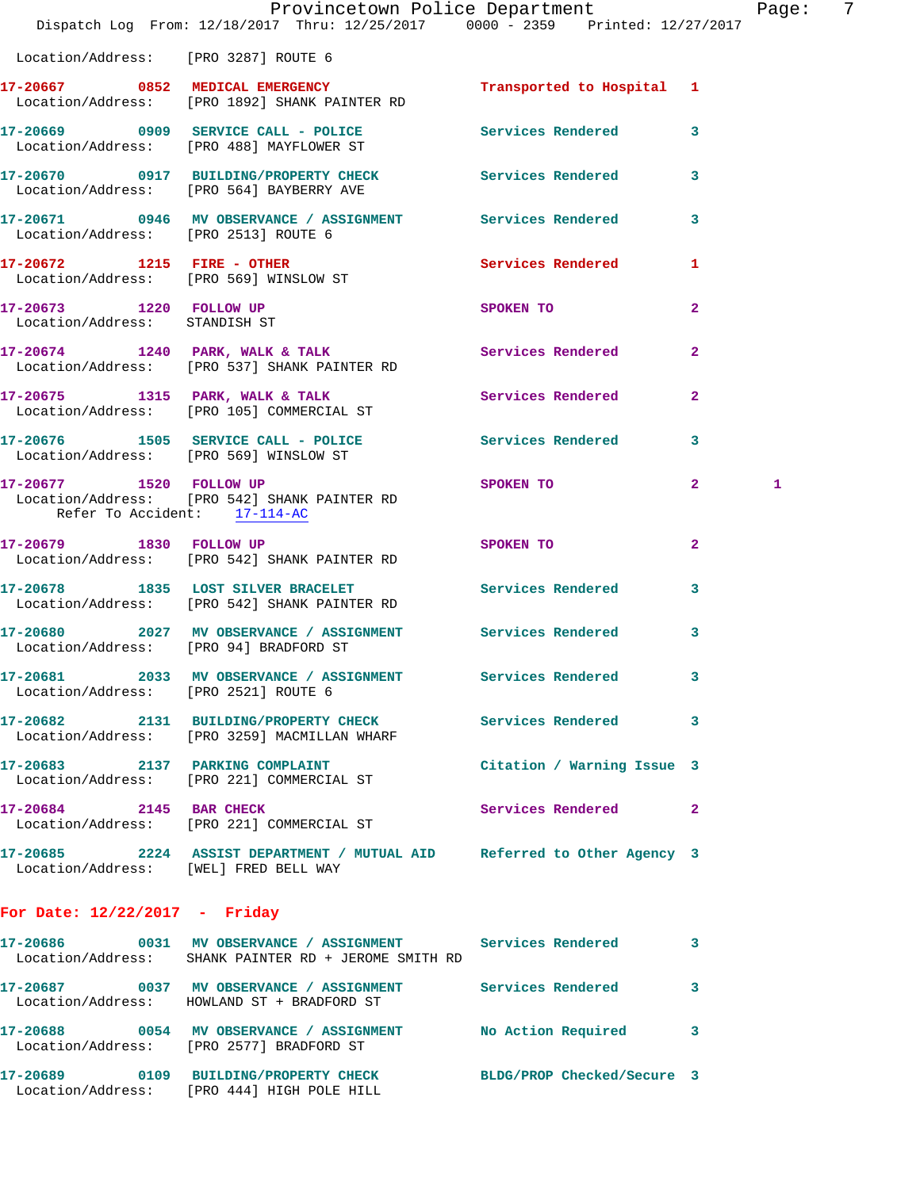Location/Address: [PRO 3287] ROUTE 6

17-20667 0852 MEDICAL EMERGENCY Transported to Hospital 1
Location/Address: [PRO 1892] SHANK PAINTER RD

17-20669 0909 SERVICE CALL - POLICE Services Rendered 3
Location/Address: [PRO 488] MAYFLOWER ST

17-20670 0917 BUILDING/PROPERTY CHECK Services Rendered 3
Location/Address: [PRO 564] BAYBERRY AVE

17-20671 0946 MV OBSERVANCE / ASSIGNMENT Services Rendered 3
Location/Address: [PRO 2513] ROUTE 6

17-20672 1215 FIRE - OTHER Services Rendered 1
Location/Address: [PRO 569] WINSLOW ST

17-20673 1220 FOLLOW UP SPOKEN TO 2
Location/Address: STANDISH ST

17-20674 1240 PARK, WALK & TALK Services Rendered 2
Location/Address: [PRO 537] SHANK PAINTER RD

17-20675 1315 PARK, WALK & TALK Services Rendered 2
Location/Address: [PRO 105] COMMERCIAL ST

17-20676 1505 SERVICE CALL - POLICE Services Rendered 3
Location/Address: [PRO 569] WINSLOW ST

17-20677 1520 FOLLOW UP SPOKEN TO 2 1
Location/Address: [PRO 542] SHANK PAINTER RD
Refer To Accident: 17-114-AC

17-20679 1830 FOLLOW UP SPOKEN TO 2
Location/Address: [PRO 542] SHANK PAINTER RD

17-20678 1835 LOST SILVER BRACELET Services Rendered 3
Location/Address: [PRO 542] SHANK PAINTER RD

17-20680 2027 MV OBSERVANCE / ASSIGNMENT Services Rendered 3
Location/Address: [PRO 94] BRADFORD ST

17-20681 2033 MV OBSERVANCE / ASSIGNMENT Services Rendered 3
Location/Address: [PRO 2521] ROUTE 6

17-20682 2131 BUILDING/PROPERTY CHECK Services Rendered 3
Location/Address: [PRO 3259] MACMILLAN WHARF

17-20683 2137 PARKING COMPLAINT Citation / Warning Issue 3
Location/Address: [PRO 221] COMMERCIAL ST

17-20684 2145 BAR CHECK Services Rendered 2
Location/Address: [PRO 221] COMMERCIAL ST

17-20685 2224 ASSIST DEPARTMENT / MUTUAL AID Referred to Other Agency 3
Location/Address: [WEL] FRED BELL WAY

## For Date: 12/22/2017 - Friday

17-20686 0031 MV OBSERVANCE / ASSIGNMENT Services Rendered 3
Location/Address: SHANK PAINTER RD + JEROME SMITH RD

17-20687 0037 MV OBSERVANCE / ASSIGNMENT Services Rendered 3
Location/Address: HOWLAND ST + BRADFORD ST

17-20688 0054 MV OBSERVANCE / ASSIGNMENT No Action Required 3
Location/Address: [PRO 2577] BRADFORD ST

17-20689 0109 BUILDING/PROPERTY CHECK BLDG/PROP Checked/Secure 3
Location/Address: [PRO 444] HIGH POLE HILL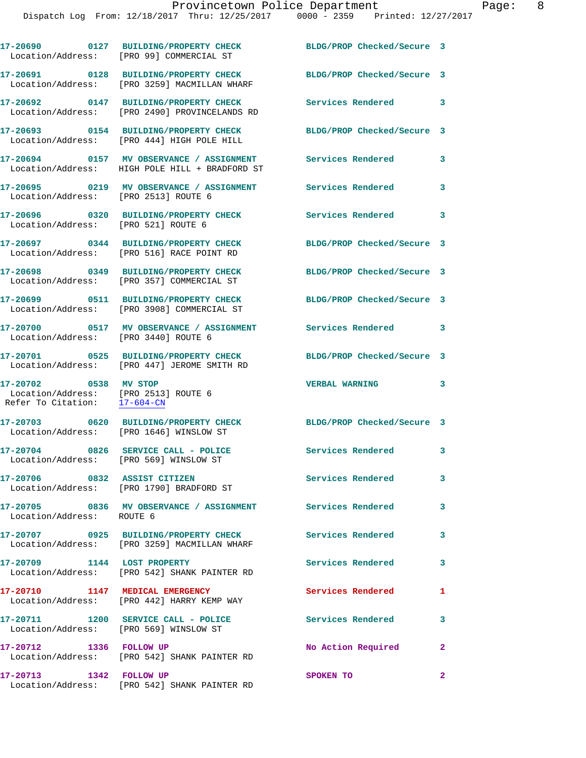17-20690 0127 BUILDING/PROPERTY CHECK BLDG/PROP Checked/Secure 3
Location/Address: [PRO 99] COMMERCIAL ST

17-20691 0128 BUILDING/PROPERTY CHECK BLDG/PROP Checked/Secure 3
Location/Address: [PRO 3259] MACMILLAN WHARF

17-20692 0147 BUILDING/PROPERTY CHECK Services Rendered 3
Location/Address: [PRO 2490] PROVINCELANDS RD

17-20693 0154 BUILDING/PROPERTY CHECK BLDG/PROP Checked/Secure 3
Location/Address: [PRO 444] HIGH POLE HILL

17-20694 0157 MV OBSERVANCE / ASSIGNMENT Services Rendered 3
Location/Address: HIGH POLE HILL + BRADFORD ST

17-20695 0219 MV OBSERVANCE / ASSIGNMENT Services Rendered 3
Location/Address: [PRO 2513] ROUTE 6

17-20696 0320 BUILDING/PROPERTY CHECK Services Rendered 3
Location/Address: [PRO 521] ROUTE 6

17-20697 0344 BUILDING/PROPERTY CHECK BLDG/PROP Checked/Secure 3
Location/Address: [PRO 516] RACE POINT RD

17-20698 0349 BUILDING/PROPERTY CHECK BLDG/PROP Checked/Secure 3
Location/Address: [PRO 357] COMMERCIAL ST

17-20699 0511 BUILDING/PROPERTY CHECK BLDG/PROP Checked/Secure 3
Location/Address: [PRO 3908] COMMERCIAL ST

17-20700 0517 MV OBSERVANCE / ASSIGNMENT Services Rendered 3
Location/Address: [PRO 3440] ROUTE 6

17-20701 0525 BUILDING/PROPERTY CHECK BLDG/PROP Checked/Secure 3
Location/Address: [PRO 447] JEROME SMITH RD

17-20702 0538 MV STOP VERBAL WARNING 3
Location/Address: [PRO 2513] ROUTE 6
Refer To Citation: 17-604-CN

17-20703 0620 BUILDING/PROPERTY CHECK BLDG/PROP Checked/Secure 3
Location/Address: [PRO 1646] WINSLOW ST

17-20704 0826 SERVICE CALL - POLICE Services Rendered 3
Location/Address: [PRO 569] WINSLOW ST

17-20706 0832 ASSIST CITIZEN Services Rendered 3
Location/Address: [PRO 1790] BRADFORD ST

17-20705 0836 MV OBSERVANCE / ASSIGNMENT Services Rendered 3
Location/Address: ROUTE 6

17-20707 0925 BUILDING/PROPERTY CHECK Services Rendered 3
Location/Address: [PRO 3259] MACMILLAN WHARF

17-20709 1144 LOST PROPERTY Services Rendered 3
Location/Address: [PRO 542] SHANK PAINTER RD

17-20710 1147 MEDICAL EMERGENCY Services Rendered 1
Location/Address: [PRO 442] HARRY KEMP WAY

17-20711 1200 SERVICE CALL - POLICE Services Rendered 3
Location/Address: [PRO 569] WINSLOW ST

17-20712 1336 FOLLOW UP No Action Required 2
Location/Address: [PRO 542] SHANK PAINTER RD

17-20713 1342 FOLLOW UP SPOKEN TO 2
Location/Address: [PRO 542] SHANK PAINTER RD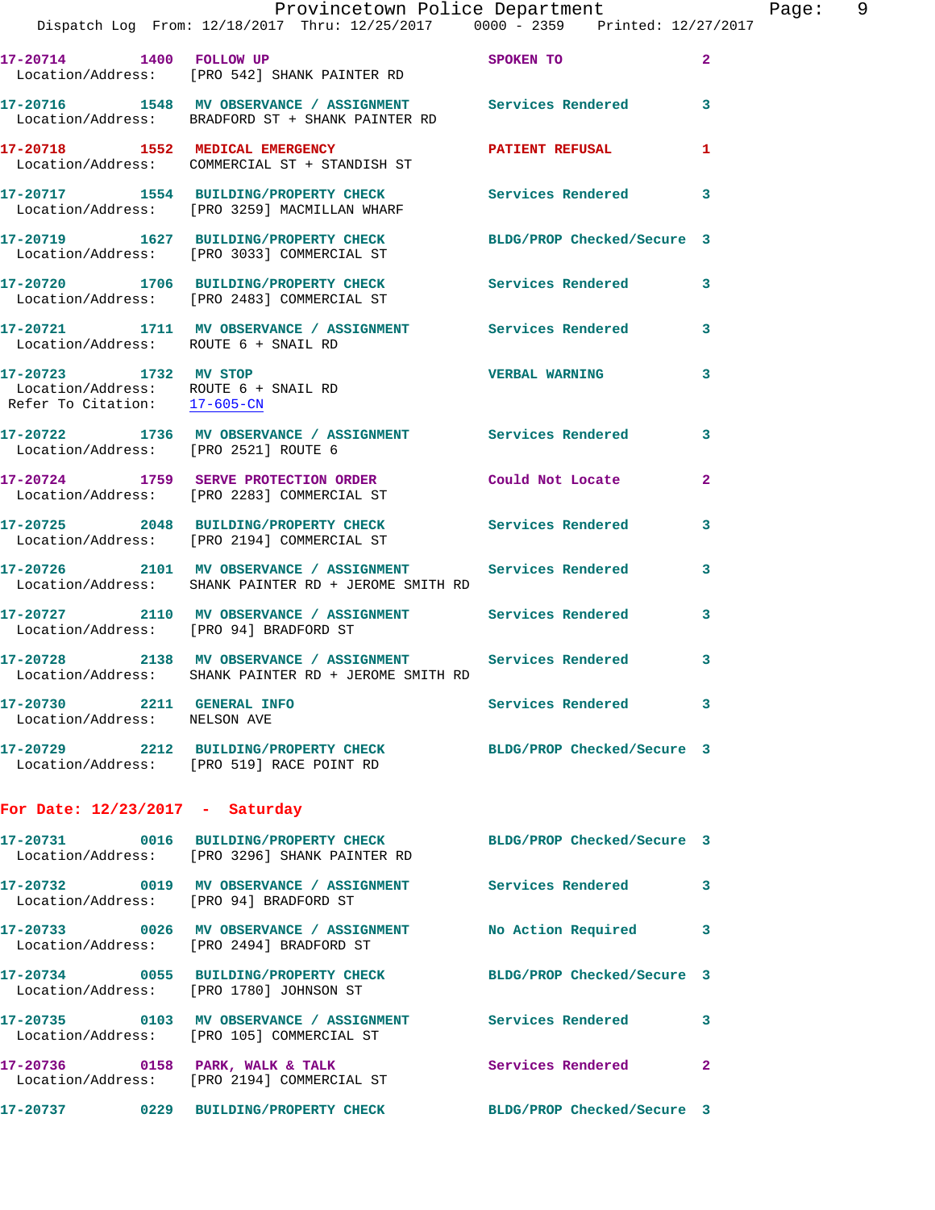17-20714 1400 FOLLOW UP SPOKEN TO 2
Location/Address: [PRO 542] SHANK PAINTER RD

17-20716 1548 MV OBSERVANCE / ASSIGNMENT Services Rendered 3
Location/Address: BRADFORD ST + SHANK PAINTER RD

17-20718 1552 MEDICAL EMERGENCY PATIENT REFUSAL 1
Location/Address: COMMERCIAL ST + STANDISH ST

17-20717 1554 BUILDING/PROPERTY CHECK Services Rendered 3
Location/Address: [PRO 3259] MACMILLAN WHARF

17-20719 1627 BUILDING/PROPERTY CHECK BLDG/PROP Checked/Secure 3
Location/Address: [PRO 3033] COMMERCIAL ST

17-20720 1706 BUILDING/PROPERTY CHECK Services Rendered 3
Location/Address: [PRO 2483] COMMERCIAL ST

17-20721 1711 MV OBSERVANCE / ASSIGNMENT Services Rendered 3
Location/Address: ROUTE 6 + SNAIL RD

17-20723 1732 MV STOP VERBAL WARNING 3
Location/Address: ROUTE 6 + SNAIL RD
Refer To Citation: 17-605-CN

17-20722 1736 MV OBSERVANCE / ASSIGNMENT Services Rendered 3
Location/Address: [PRO 2521] ROUTE 6

17-20724 1759 SERVE PROTECTION ORDER Could Not Locate 2
Location/Address: [PRO 2283] COMMERCIAL ST

17-20725 2048 BUILDING/PROPERTY CHECK Services Rendered 3
Location/Address: [PRO 2194] COMMERCIAL ST

17-20726 2101 MV OBSERVANCE / ASSIGNMENT Services Rendered 3
Location/Address: SHANK PAINTER RD + JEROME SMITH RD

17-20727 2110 MV OBSERVANCE / ASSIGNMENT Services Rendered 3
Location/Address: [PRO 94] BRADFORD ST

17-20728 2138 MV OBSERVANCE / ASSIGNMENT Services Rendered 3
Location/Address: SHANK PAINTER RD + JEROME SMITH RD

17-20730 2211 GENERAL INFO Services Rendered 3
Location/Address: NELSON AVE

17-20729 2212 BUILDING/PROPERTY CHECK BLDG/PROP Checked/Secure 3
Location/Address: [PRO 519] RACE POINT RD

## For Date: 12/23/2017 - Saturday

17-20731 0016 BUILDING/PROPERTY CHECK BLDG/PROP Checked/Secure 3
Location/Address: [PRO 3296] SHANK PAINTER RD

17-20732 0019 MV OBSERVANCE / ASSIGNMENT Services Rendered 3
Location/Address: [PRO 94] BRADFORD ST

17-20733 0026 MV OBSERVANCE / ASSIGNMENT No Action Required 3
Location/Address: [PRO 2494] BRADFORD ST

17-20734 0055 BUILDING/PROPERTY CHECK BLDG/PROP Checked/Secure 3
Location/Address: [PRO 1780] JOHNSON ST

17-20735 0103 MV OBSERVANCE / ASSIGNMENT Services Rendered 3
Location/Address: [PRO 105] COMMERCIAL ST

17-20736 0158 PARK, WALK & TALK Services Rendered 2
Location/Address: [PRO 2194] COMMERCIAL ST

17-20737 0229 BUILDING/PROPERTY CHECK BLDG/PROP Checked/Secure 3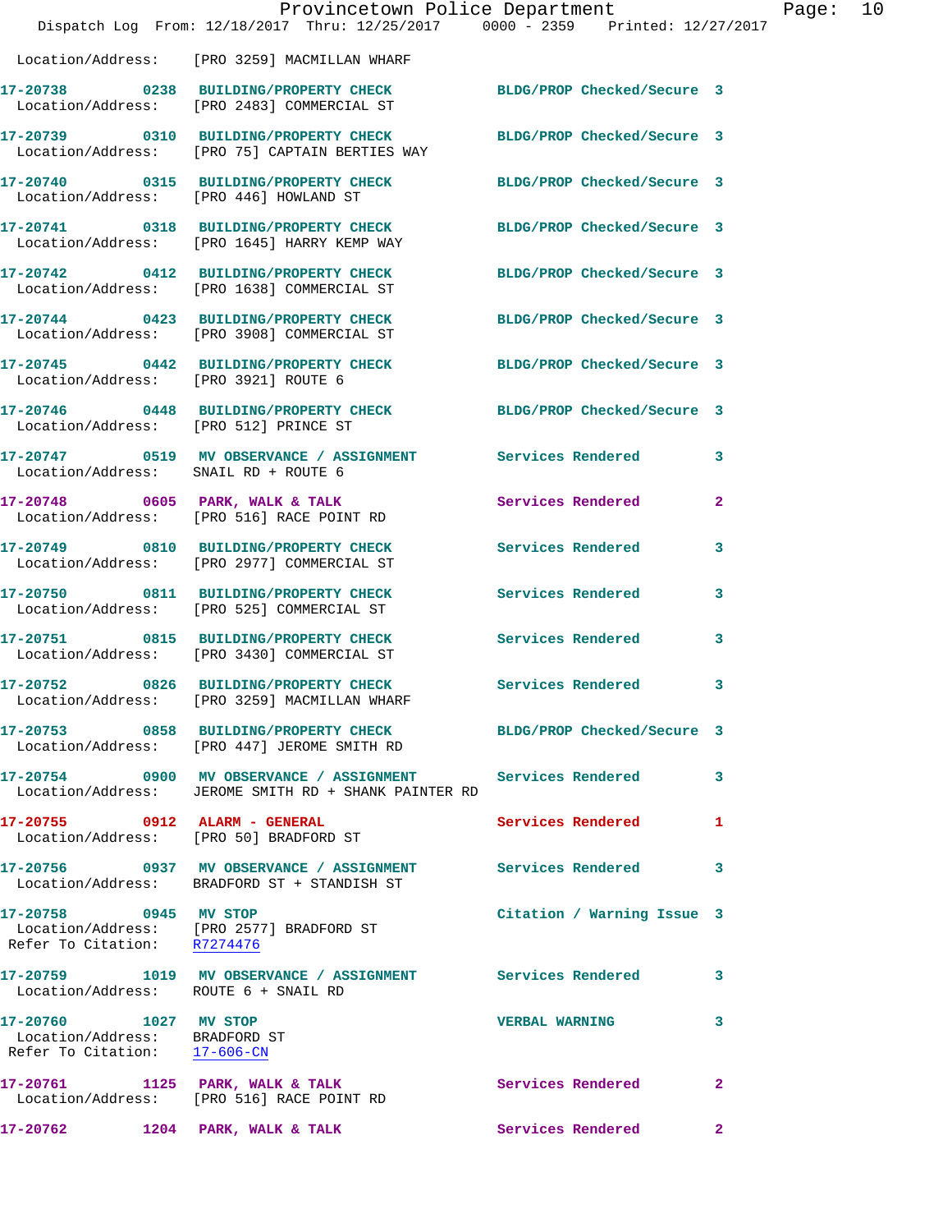Location/Address: [PRO 3259] MACMILLAN WHARF

**17-20738** 0238 **BUILDING/PROPERTY CHECK** BLDG/PROP Checked/Secure 3
Location/Address: [PRO 2483] COMMERCIAL ST

**17-20739** 0310 **BUILDING/PROPERTY CHECK** BLDG/PROP Checked/Secure 3
Location/Address: [PRO 75] CAPTAIN BERTIES WAY

**17-20740** 0315 **BUILDING/PROPERTY CHECK** BLDG/PROP Checked/Secure 3
Location/Address: [PRO 446] HOWLAND ST

**17-20741** 0318 **BUILDING/PROPERTY CHECK** BLDG/PROP Checked/Secure 3
Location/Address: [PRO 1645] HARRY KEMP WAY

**17-20742** 0412 **BUILDING/PROPERTY CHECK** BLDG/PROP Checked/Secure 3
Location/Address: [PRO 1638] COMMERCIAL ST

**17-20744** 0423 **BUILDING/PROPERTY CHECK** BLDG/PROP Checked/Secure 3
Location/Address: [PRO 3908] COMMERCIAL ST

**17-20745** 0442 **BUILDING/PROPERTY CHECK** BLDG/PROP Checked/Secure 3
Location/Address: [PRO 3921] ROUTE 6

**17-20746** 0448 **BUILDING/PROPERTY CHECK** BLDG/PROP Checked/Secure 3
Location/Address: [PRO 512] PRINCE ST

**17-20747** 0519 **MV OBSERVANCE / ASSIGNMENT** Services Rendered 3
Location/Address: SNAIL RD + ROUTE 6

**17-20748** 0605 **PARK, WALK & TALK** Services Rendered 2
Location/Address: [PRO 516] RACE POINT RD

**17-20749** 0810 **BUILDING/PROPERTY CHECK** Services Rendered 3
Location/Address: [PRO 2977] COMMERCIAL ST

**17-20750** 0811 **BUILDING/PROPERTY CHECK** Services Rendered 3
Location/Address: [PRO 525] COMMERCIAL ST

**17-20751** 0815 **BUILDING/PROPERTY CHECK** Services Rendered 3
Location/Address: [PRO 3430] COMMERCIAL ST

**17-20752** 0826 **BUILDING/PROPERTY CHECK** Services Rendered 3
Location/Address: [PRO 3259] MACMILLAN WHARF

**17-20753** 0858 **BUILDING/PROPERTY CHECK** BLDG/PROP Checked/Secure 3
Location/Address: [PRO 447] JEROME SMITH RD

**17-20754** 0900 **MV OBSERVANCE / ASSIGNMENT** Services Rendered 3
Location/Address: JEROME SMITH RD + SHANK PAINTER RD

**17-20755** 0912 **ALARM - GENERAL** Services Rendered 1
Location/Address: [PRO 50] BRADFORD ST

**17-20756** 0937 **MV OBSERVANCE / ASSIGNMENT** Services Rendered 3
Location/Address: BRADFORD ST + STANDISH ST

**17-20758** 0945 **MV STOP** Citation / Warning Issue 3
Location/Address: [PRO 2577] BRADFORD ST
Refer To Citation: R7274476

**17-20759** 1019 **MV OBSERVANCE / ASSIGNMENT** Services Rendered 3
Location/Address: ROUTE 6 + SNAIL RD

**17-20760** 1027 **MV STOP** VERBAL WARNING 3
Location/Address: BRADFORD ST
Refer To Citation: 17-606-CN

**17-20761** 1125 **PARK, WALK & TALK** Services Rendered 2
Location/Address: [PRO 516] RACE POINT RD

**17-20762** 1204 **PARK, WALK & TALK** Services Rendered 2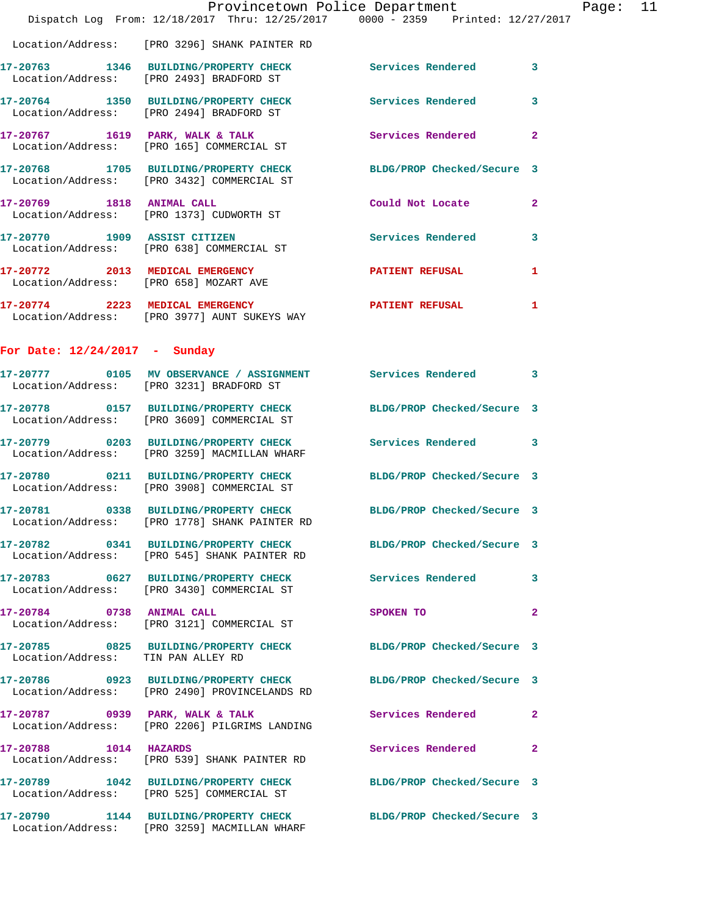Location/Address: [PRO 3296] SHANK PAINTER RD

17-20763 1346 BUILDING/PROPERTY CHECK Services Rendered 3
Location/Address: [PRO 2493] BRADFORD ST

17-20764 1350 BUILDING/PROPERTY CHECK Services Rendered 3
Location/Address: [PRO 2494] BRADFORD ST

17-20767 1619 PARK, WALK & TALK Services Rendered 2
Location/Address: [PRO 165] COMMERCIAL ST

17-20768 1705 BUILDING/PROPERTY CHECK BLDG/PROP Checked/Secure 3
Location/Address: [PRO 3432] COMMERCIAL ST

17-20769 1818 ANIMAL CALL Could Not Locate 2
Location/Address: [PRO 1373] CUDWORTH ST

17-20770 1909 ASSIST CITIZEN Services Rendered 3
Location/Address: [PRO 638] COMMERCIAL ST

17-20772 2013 MEDICAL EMERGENCY PATIENT REFUSAL 1
Location/Address: [PRO 658] MOZART AVE

17-20774 2223 MEDICAL EMERGENCY PATIENT REFUSAL 1
Location/Address: [PRO 3977] AUNT SUKEYS WAY

## For Date: 12/24/2017 - Sunday

17-20777 0105 MV OBSERVANCE / ASSIGNMENT Services Rendered 3
Location/Address: [PRO 3231] BRADFORD ST

17-20778 0157 BUILDING/PROPERTY CHECK BLDG/PROP Checked/Secure 3
Location/Address: [PRO 3609] COMMERCIAL ST

17-20779 0203 BUILDING/PROPERTY CHECK Services Rendered 3
Location/Address: [PRO 3259] MACMILLAN WHARF

17-20780 0211 BUILDING/PROPERTY CHECK BLDG/PROP Checked/Secure 3
Location/Address: [PRO 3908] COMMERCIAL ST

17-20781 0338 BUILDING/PROPERTY CHECK BLDG/PROP Checked/Secure 3
Location/Address: [PRO 1778] SHANK PAINTER RD

17-20782 0341 BUILDING/PROPERTY CHECK BLDG/PROP Checked/Secure 3
Location/Address: [PRO 545] SHANK PAINTER RD

17-20783 0627 BUILDING/PROPERTY CHECK Services Rendered 3
Location/Address: [PRO 3430] COMMERCIAL ST

17-20784 0738 ANIMAL CALL SPOKEN TO 2
Location/Address: [PRO 3121] COMMERCIAL ST

17-20785 0825 BUILDING/PROPERTY CHECK BLDG/PROP Checked/Secure 3
Location/Address: TIN PAN ALLEY RD

17-20786 0923 BUILDING/PROPERTY CHECK BLDG/PROP Checked/Secure 3
Location/Address: [PRO 2490] PROVINCELANDS RD

17-20787 0939 PARK, WALK & TALK Services Rendered 2
Location/Address: [PRO 2206] PILGRIMS LANDING

17-20788 1014 HAZARDS Services Rendered 2
Location/Address: [PRO 539] SHANK PAINTER RD

17-20789 1042 BUILDING/PROPERTY CHECK BLDG/PROP Checked/Secure 3
Location/Address: [PRO 525] COMMERCIAL ST

17-20790 1144 BUILDING/PROPERTY CHECK BLDG/PROP Checked/Secure 3
Location/Address: [PRO 3259] MACMILLAN WHARF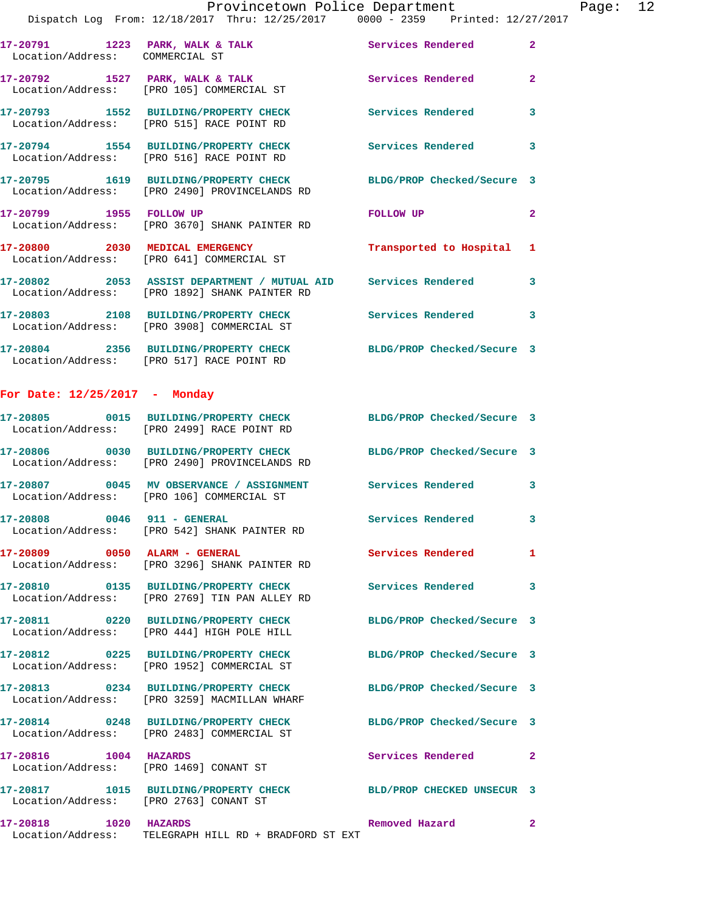17-20791 1223 PARK, WALK & TALK Services Rendered 2
Location/Address: COMMERCIAL ST

17-20792 1527 PARK, WALK & TALK Services Rendered 2
Location/Address: [PRO 105] COMMERCIAL ST

17-20793 1552 BUILDING/PROPERTY CHECK Services Rendered 3
Location/Address: [PRO 515] RACE POINT RD

17-20794 1554 BUILDING/PROPERTY CHECK Services Rendered 3
Location/Address: [PRO 516] RACE POINT RD

17-20795 1619 BUILDING/PROPERTY CHECK BLDG/PROP Checked/Secure 3
Location/Address: [PRO 2490] PROVINCELANDS RD

17-20799 1955 FOLLOW UP FOLLOW UP 2
Location/Address: [PRO 3670] SHANK PAINTER RD

17-20800 2030 MEDICAL EMERGENCY Transported to Hospital 1
Location/Address: [PRO 641] COMMERCIAL ST

17-20802 2053 ASSIST DEPARTMENT / MUTUAL AID Services Rendered 3
Location/Address: [PRO 1892] SHANK PAINTER RD

17-20803 2108 BUILDING/PROPERTY CHECK Services Rendered 3
Location/Address: [PRO 3908] COMMERCIAL ST

17-20804 2356 BUILDING/PROPERTY CHECK BLDG/PROP Checked/Secure 3
Location/Address: [PRO 517] RACE POINT RD

## For Date: 12/25/2017 - Monday

17-20805 0015 BUILDING/PROPERTY CHECK BLDG/PROP Checked/Secure 3
Location/Address: [PRO 2499] RACE POINT RD

17-20806 0030 BUILDING/PROPERTY CHECK BLDG/PROP Checked/Secure 3
Location/Address: [PRO 2490] PROVINCELANDS RD

17-20807 0045 MV OBSERVANCE / ASSIGNMENT Services Rendered 3
Location/Address: [PRO 106] COMMERCIAL ST

17-20808 0046 911 - GENERAL Services Rendered 3
Location/Address: [PRO 542] SHANK PAINTER RD

17-20809 0050 ALARM - GENERAL Services Rendered 1
Location/Address: [PRO 3296] SHANK PAINTER RD

17-20810 0135 BUILDING/PROPERTY CHECK Services Rendered 3
Location/Address: [PRO 2769] TIN PAN ALLEY RD

17-20811 0220 BUILDING/PROPERTY CHECK BLDG/PROP Checked/Secure 3
Location/Address: [PRO 444] HIGH POLE HILL

17-20812 0225 BUILDING/PROPERTY CHECK BLDG/PROP Checked/Secure 3
Location/Address: [PRO 1952] COMMERCIAL ST

17-20813 0234 BUILDING/PROPERTY CHECK BLDG/PROP Checked/Secure 3
Location/Address: [PRO 3259] MACMILLAN WHARF

17-20814 0248 BUILDING/PROPERTY CHECK BLDG/PROP Checked/Secure 3
Location/Address: [PRO 2483] COMMERCIAL ST

17-20816 1004 HAZARDS Services Rendered 2
Location/Address: [PRO 1469] CONANT ST

17-20817 1015 BUILDING/PROPERTY CHECK BLD/PROP CHECKED UNSECUR 3
Location/Address: [PRO 2763] CONANT ST

17-20818 1020 HAZARDS Removed Hazard 2
Location/Address: TELEGRAPH HILL RD + BRADFORD ST EXT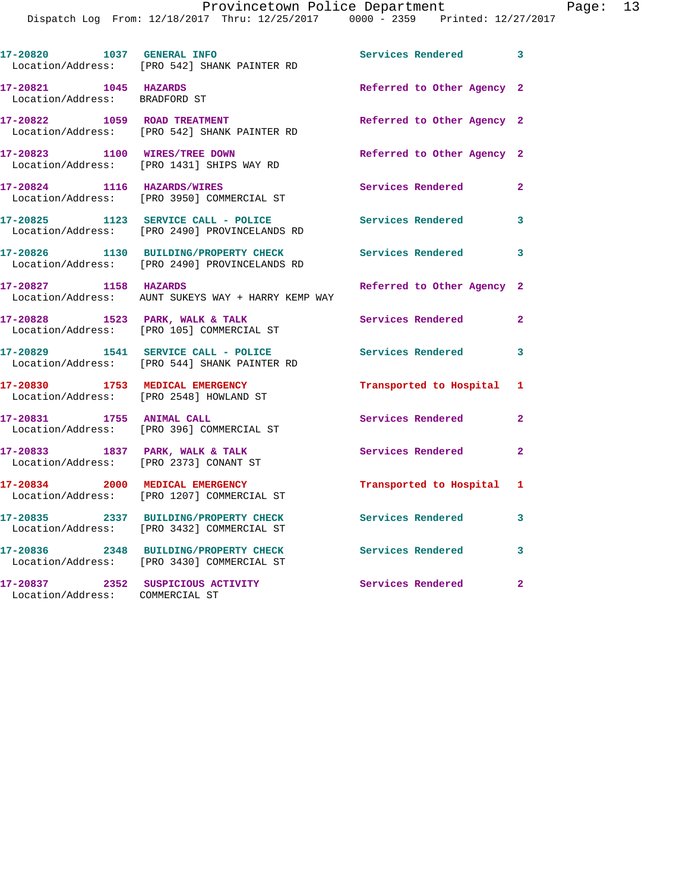17-20820 1037 GENERAL INFO Services Rendered 3
Location/Address: [PRO 542] SHANK PAINTER RD

17-20821 1045 HAZARDS Referred to Other Agency 2
Location/Address: BRADFORD ST

17-20822 1059 ROAD TREATMENT Referred to Other Agency 2
Location/Address: [PRO 542] SHANK PAINTER RD

17-20823 1100 WIRES/TREE DOWN Referred to Other Agency 2
Location/Address: [PRO 1431] SHIPS WAY RD

17-20824 1116 HAZARDS/WIRES Services Rendered 2
Location/Address: [PRO 3950] COMMERCIAL ST

17-20825 1123 SERVICE CALL - POLICE Services Rendered 3
Location/Address: [PRO 2490] PROVINCELANDS RD

17-20826 1130 BUILDING/PROPERTY CHECK Services Rendered 3
Location/Address: [PRO 2490] PROVINCELANDS RD

17-20827 1158 HAZARDS Referred to Other Agency 2
Location/Address: AUNT SUKEYS WAY + HARRY KEMP WAY

17-20828 1523 PARK, WALK & TALK Services Rendered 2
Location/Address: [PRO 105] COMMERCIAL ST

17-20829 1541 SERVICE CALL - POLICE Services Rendered 3
Location/Address: [PRO 544] SHANK PAINTER RD

17-20830 1753 MEDICAL EMERGENCY Transported to Hospital 1
Location/Address: [PRO 2548] HOWLAND ST

17-20831 1755 ANIMAL CALL Services Rendered 2
Location/Address: [PRO 396] COMMERCIAL ST

17-20833 1837 PARK, WALK & TALK Services Rendered 2
Location/Address: [PRO 2373] CONANT ST

17-20834 2000 MEDICAL EMERGENCY Transported to Hospital 1
Location/Address: [PRO 1207] COMMERCIAL ST

17-20835 2337 BUILDING/PROPERTY CHECK Services Rendered 3
Location/Address: [PRO 3432] COMMERCIAL ST

17-20836 2348 BUILDING/PROPERTY CHECK Services Rendered 3
Location/Address: [PRO 3430] COMMERCIAL ST

17-20837 2352 SUSPICIOUS ACTIVITY Services Rendered 2
Location/Address: COMMERCIAL ST